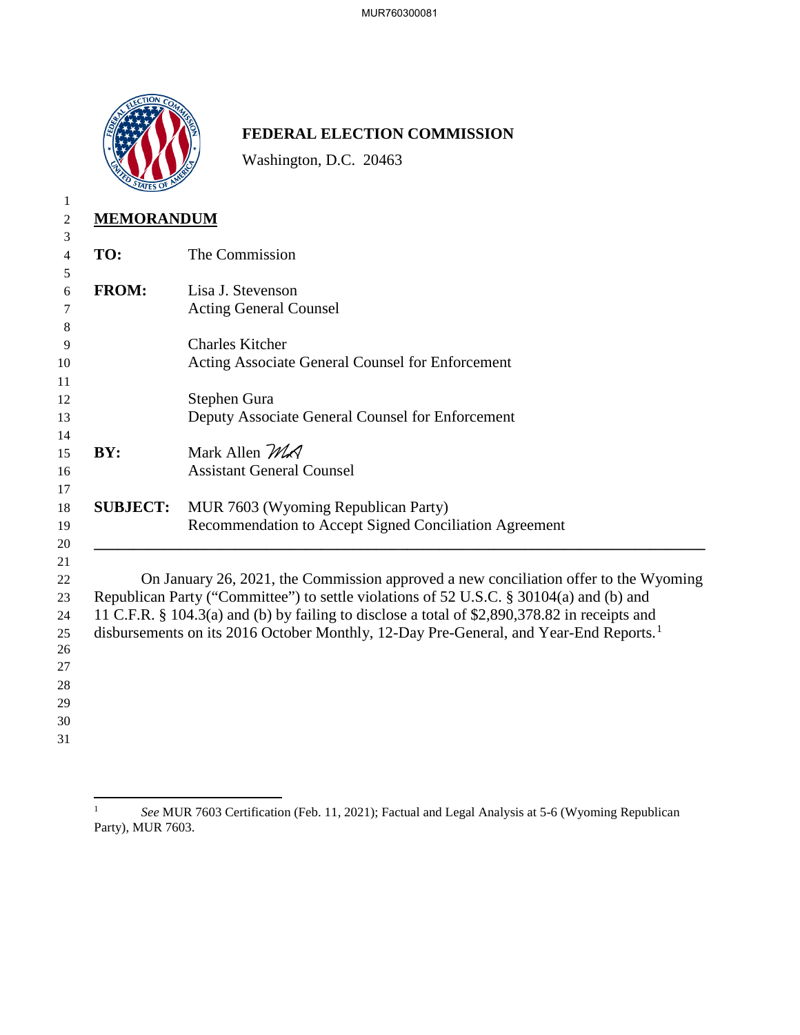**FEDERAL ELECTION COMMISSION**

Washington, D.C. 20463

**MEMORANDUM**

**TO:** The Commission

**FROM:** Lisa J. Stevenson
Acting General Counsel

Charles Kitcher
Acting Associate General Counsel for Enforcement

Stephen Gura
Deputy Associate General Counsel for Enforcement

**BY:** Mark Allen *MA*
Assistant General Counsel

**SUBJECT:** MUR 7603 (Wyoming Republican Party)
Recommendation to Accept Signed Conciliation Agreement

---

On January 26, 2021, the Commission approved a new conciliation offer to the Wyoming Republican Party ("Committee") to settle violations of 52 U.S.C. § 30104(a) and (b) and 11 C.F.R. § 104.3(a) and (b) by failing to disclose a total of $2,890,378.82 in receipts and disbursements on its 2016 October Monthly, 12-Day Pre-General, and Year-End Reports.[1]

---

[1] *See* MUR 7603 Certification (Feb. 11, 2021); Factual and Legal Analysis at 5-6 (Wyoming Republican Party), MUR 7603.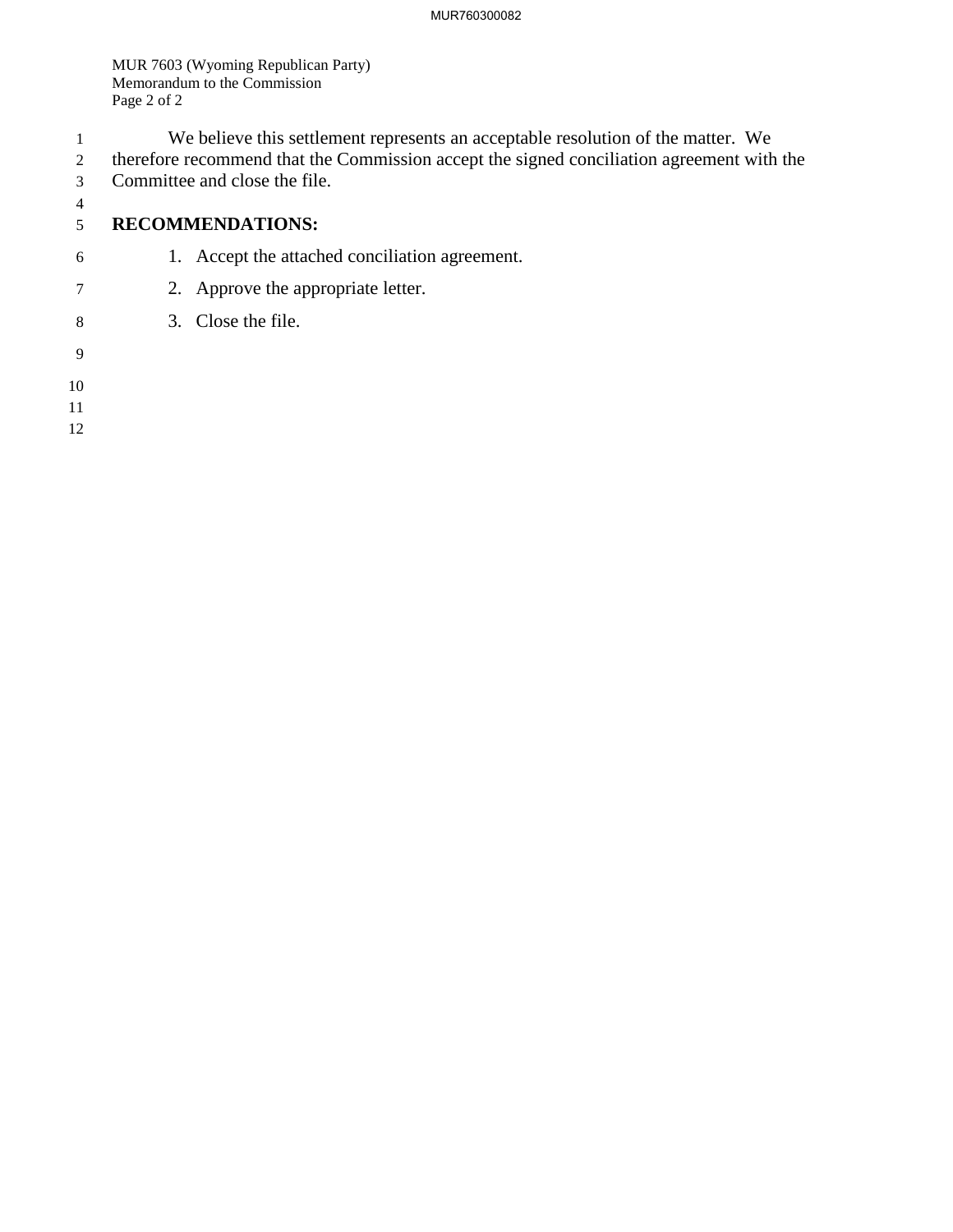We believe this settlement represents an acceptable resolution of the matter. We therefore recommend that the Commission accept the signed conciliation agreement with the Committee and close the file.

**RECOMMENDATIONS:**

1. Accept the attached conciliation agreement.
2. Approve the appropriate letter.
3. Close the file.